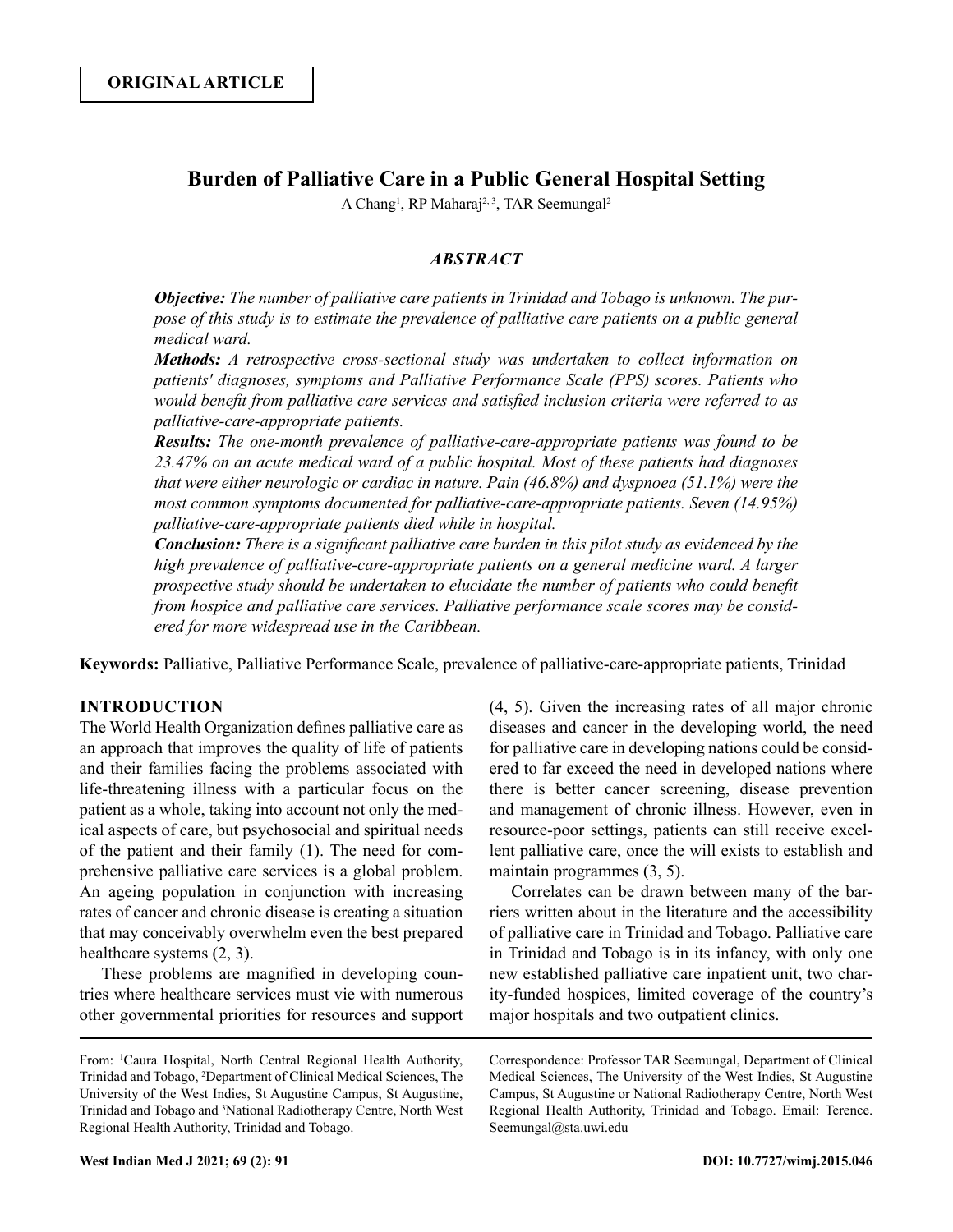**ORIGINAL ARTICLE**

# Burden of Palliative Care in a Public General Hospital Setting

A Chang[1], RP Maharaj[2, 3], TAR Seemungal[2]

### *ABSTRACT*

***Objective:*** *The number of palliative care patients in Trinidad and Tobago is unknown. The purpose of this study is to estimate the prevalence of palliative care patients on a public general medical ward.*

***Methods:*** *A retrospective cross-sectional study was undertaken to collect information on patients' diagnoses, symptoms and Palliative Performance Scale (PPS) scores. Patients who would benefit from palliative care services and satisfied inclusion criteria were referred to as palliative-care-appropriate patients.*

***Results:*** *The one-month prevalence of palliative-care-appropriate patients was found to be 23.47% on an acute medical ward of a public hospital. Most of these patients had diagnoses that were either neurologic or cardiac in nature. Pain (46.8%) and dyspnoea (51.1%) were the most common symptoms documented for palliative-care-appropriate patients. Seven (14.95%) palliative-care-appropriate patients died while in hospital.*

***Conclusion:*** *There is a significant palliative care burden in this pilot study as evidenced by the high prevalence of palliative-care-appropriate patients on a general medicine ward. A larger prospective study should be undertaken to elucidate the number of patients who could benefit from hospice and palliative care services. Palliative performance scale scores may be considered for more widespread use in the Caribbean.*

**Keywords:** Palliative, Palliative Performance Scale, prevalence of palliative-care-appropriate patients, Trinidad

## INTRODUCTION

The World Health Organization defines palliative care as an approach that improves the quality of life of patients and their families facing the problems associated with life-threatening illness with a particular focus on the patient as a whole, taking into account not only the medical aspects of care, but psychosocial and spiritual needs of the patient and their family (1). The need for comprehensive palliative care services is a global problem. An ageing population in conjunction with increasing rates of cancer and chronic disease is creating a situation that may conceivably overwhelm even the best prepared healthcare systems (2, 3).

These problems are magnified in developing countries where healthcare services must vie with numerous other governmental priorities for resources and support (4, 5). Given the increasing rates of all major chronic diseases and cancer in the developing world, the need for palliative care in developing nations could be considered to far exceed the need in developed nations where there is better cancer screening, disease prevention and management of chronic illness. However, even in resource-poor settings, patients can still receive excellent palliative care, once the will exists to establish and maintain programmes (3, 5).

Correlates can be drawn between many of the barriers written about in the literature and the accessibility of palliative care in Trinidad and Tobago. Palliative care in Trinidad and Tobago is in its infancy, with only one new established palliative care inpatient unit, two charity-funded hospices, limited coverage of the country's major hospitals and two outpatient clinics.

---

From: [1]Caura Hospital, North Central Regional Health Authority, Trinidad and Tobago, [2]Department of Clinical Medical Sciences, The University of the West Indies, St Augustine Campus, St Augustine, Trinidad and Tobago and [3]National Radiotherapy Centre, North West Regional Health Authority, Trinidad and Tobago.

Correspondence: Professor TAR Seemungal, Department of Clinical Medical Sciences, The University of the West Indies, St Augustine Campus, St Augustine or National Radiotherapy Centre, North West Regional Health Authority, Trinidad and Tobago. Email: Terence.Seemungal@sta.uwi.edu

DOI: 10.7727/wimj.2015.046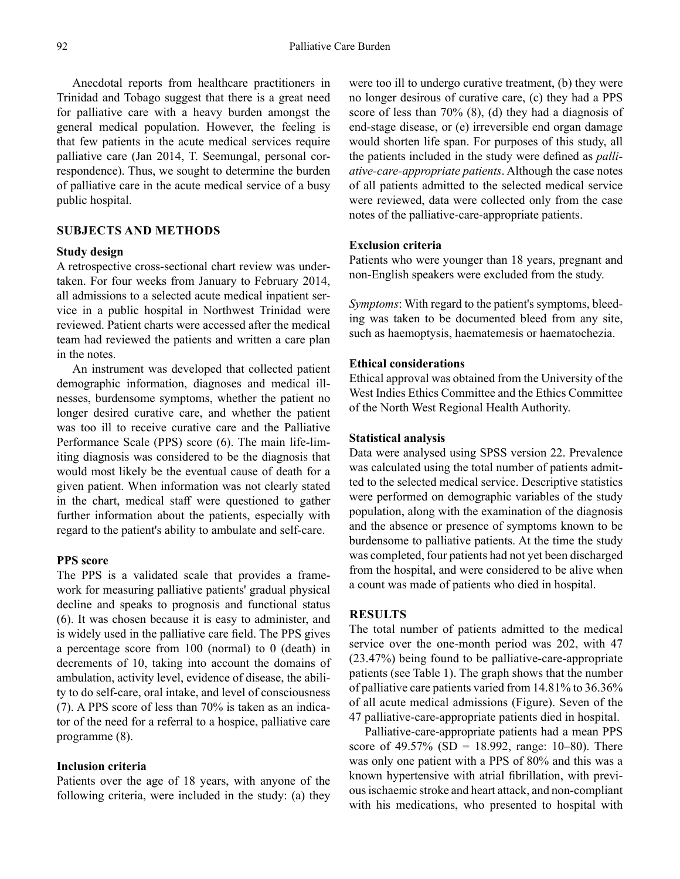Anecdotal reports from healthcare practitioners in Trinidad and Tobago suggest that there is a great need for palliative care with a heavy burden amongst the general medical population. However, the feeling is that few patients in the acute medical services require palliative care (Jan 2014, T. Seemungal, personal correspondence). Thus, we sought to determine the burden of palliative care in the acute medical service of a busy public hospital.

## SUBJECTS AND METHODS

### Study design

A retrospective cross-sectional chart review was undertaken. For four weeks from January to February 2014, all admissions to a selected acute medical inpatient service in a public hospital in Northwest Trinidad were reviewed. Patient charts were accessed after the medical team had reviewed the patients and written a care plan in the notes.

An instrument was developed that collected patient demographic information, diagnoses and medical illnesses, burdensome symptoms, whether the patient no longer desired curative care, and whether the patient was too ill to receive curative care and the Palliative Performance Scale (PPS) score (6). The main life-limiting diagnosis was considered to be the diagnosis that would most likely be the eventual cause of death for a given patient. When information was not clearly stated in the chart, medical staff were questioned to gather further information about the patients, especially with regard to the patient's ability to ambulate and self-care.

### PPS score

The PPS is a validated scale that provides a framework for measuring palliative patients' gradual physical decline and speaks to prognosis and functional status (6). It was chosen because it is easy to administer, and is widely used in the palliative care field. The PPS gives a percentage score from 100 (normal) to 0 (death) in decrements of 10, taking into account the domains of ambulation, activity level, evidence of disease, the ability to do self-care, oral intake, and level of consciousness (7). A PPS score of less than 70% is taken as an indicator of the need for a referral to a hospice, palliative care programme (8).

### Inclusion criteria

Patients over the age of 18 years, with anyone of the following criteria, were included in the study: (a) they were too ill to undergo curative treatment, (b) they were no longer desirous of curative care, (c) they had a PPS score of less than 70% (8), (d) they had a diagnosis of end-stage disease, or (e) irreversible end organ damage would shorten life span. For purposes of this study, all the patients included in the study were defined as *palliative-care-appropriate patients*. Although the case notes of all patients admitted to the selected medical service were reviewed, data were collected only from the case notes of the palliative-care-appropriate patients.

### Exclusion criteria

Patients who were younger than 18 years, pregnant and non-English speakers were excluded from the study.

*Symptoms*: With regard to the patient's symptoms, bleeding was taken to be documented bleed from any site, such as haemoptysis, haematemesis or haematochezia.

### Ethical considerations

Ethical approval was obtained from the University of the West Indies Ethics Committee and the Ethics Committee of the North West Regional Health Authority.

### Statistical analysis

Data were analysed using SPSS version 22. Prevalence was calculated using the total number of patients admitted to the selected medical service. Descriptive statistics were performed on demographic variables of the study population, along with the examination of the diagnosis and the absence or presence of symptoms known to be burdensome to palliative patients. At the time the study was completed, four patients had not yet been discharged from the hospital, and were considered to be alive when a count was made of patients who died in hospital.

## RESULTS

The total number of patients admitted to the medical service over the one-month period was 202, with 47 (23.47%) being found to be palliative-care-appropriate patients (see Table 1). The graph shows that the number of palliative care patients varied from 14.81% to 36.36% of all acute medical admissions (Figure). Seven of the 47 palliative-care-appropriate patients died in hospital.

Palliative-care-appropriate patients had a mean PPS score of 49.57% (SD = 18.992, range: 10–80). There was only one patient with a PPS of 80% and this was a known hypertensive with atrial fibrillation, with previous ischaemic stroke and heart attack, and non-compliant with his medications, who presented to hospital with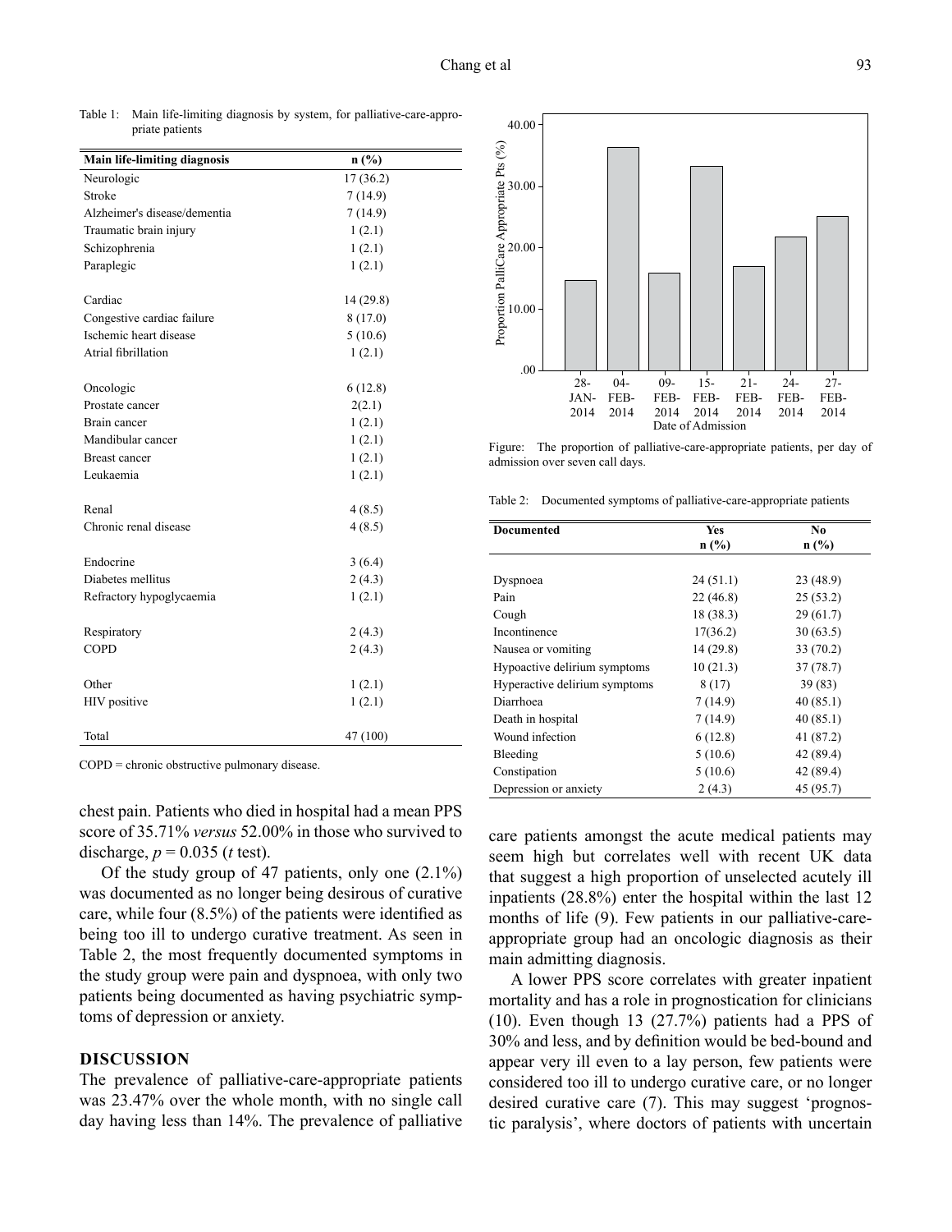Table 1: Main life-limiting diagnosis by system, for palliative-care-appropriate patients

| Main life-limiting diagnosis | n (%) |
|---|---|
| Neurologic | 17 (36.2) |
| Stroke | 7 (14.9) |
| Alzheimer's disease/dementia | 7 (14.9) |
| Traumatic brain injury | 1 (2.1) |
| Schizophrenia | 1 (2.1) |
| Paraplegic | 1 (2.1) |
| | |
| Cardiac | 14 (29.8) |
| Congestive cardiac failure | 8 (17.0) |
| Ischemic heart disease | 5 (10.6) |
| Atrial fibrillation | 1 (2.1) |
| | |
| Oncologic | 6 (12.8) |
| Prostate cancer | 2(2.1) |
| Brain cancer | 1 (2.1) |
| Mandibular cancer | 1 (2.1) |
| Breast cancer | 1 (2.1) |
| Leukaemia | 1 (2.1) |
| | |
| Renal | 4 (8.5) |
| Chronic renal disease | 4 (8.5) |
| | |
| Endocrine | 3 (6.4) |
| Diabetes mellitus | 2 (4.3) |
| Refractory hypoglycaemia | 1 (2.1) |
| | |
| Respiratory | 2 (4.3) |
| COPD | 2 (4.3) |
| | |
| Other | 1 (2.1) |
| HIV positive | 1 (2.1) |
| | |
| Total | 47 (100) |

COPD = chronic obstructive pulmonary disease.

chest pain. Patients who died in hospital had a mean PPS score of 35.71% *versus* 52.00% in those who survived to discharge, $p = 0.035$ (*t* test).

Of the study group of 47 patients, only one (2.1%) was documented as no longer being desirous of curative care, while four (8.5%) of the patients were identified as being too ill to undergo curative treatment. As seen in Table 2, the most frequently documented symptoms in the study group were pain and dyspnoea, with only two patients being documented as having psychiatric symptoms of depression or anxiety.

## DISCUSSION

The prevalence of palliative-care-appropriate patients was 23.47% over the whole month, with no single call day having less than 14%. The prevalence of palliative care patients amongst the acute medical patients may seem high but correlates well with recent UK data that suggest a high proportion of unselected acutely ill inpatients (28.8%) enter the hospital within the last 12 months of life (9). Few patients in our palliative-care-appropriate group had an oncologic diagnosis as their main admitting diagnosis.

A lower PPS score correlates with greater inpatient mortality and has a role in prognostication for clinicians (10). Even though 13 (27.7%) patients had a PPS of 30% and less, and by definition would be bed-bound and appear very ill even to a lay person, few patients were considered too ill to undergo curative care, or no longer desired curative care (7). This may suggest 'prognostic paralysis', where doctors of patients with uncertain

Figure: The proportion of palliative-care-appropriate patients, per day of admission over seven call days.

Table 2: Documented symptoms of palliative-care-appropriate patients

| Documented | Yes n (%) | No n (%) |
|---|---|---|
| Dyspnoea | 24 (51.1) | 23 (48.9) |
| Pain | 22 (46.8) | 25 (53.2) |
| Cough | 18 (38.3) | 29 (61.7) |
| Incontinence | 17(36.2) | 30 (63.5) |
| Nausea or vomiting | 14 (29.8) | 33 (70.2) |
| Hypoactive delirium symptoms | 10 (21.3) | 37 (78.7) |
| Hyperactive delirium symptoms | 8 (17) | 39 (83) |
| Diarrhoea | 7 (14.9) | 40 (85.1) |
| Death in hospital | 7 (14.9) | 40 (85.1) |
| Wound infection | 6 (12.8) | 41 (87.2) |
| Bleeding | 5 (10.6) | 42 (89.4) |
| Constipation | 5 (10.6) | 42 (89.4) |
| Depression or anxiety | 2 (4.3) | 45 (95.7) |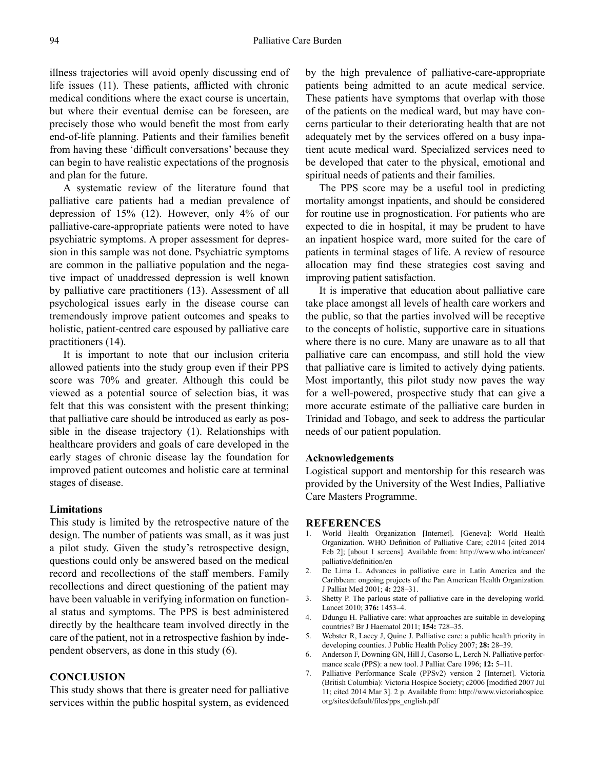illness trajectories will avoid openly discussing end of life issues (11). These patients, afflicted with chronic medical conditions where the exact course is uncertain, but where their eventual demise can be foreseen, are precisely those who would benefit the most from early end-of-life planning. Patients and their families benefit from having these 'difficult conversations' because they can begin to have realistic expectations of the prognosis and plan for the future.

A systematic review of the literature found that palliative care patients had a median prevalence of depression of 15% (12). However, only 4% of our palliative-care-appropriate patients were noted to have psychiatric symptoms. A proper assessment for depression in this sample was not done. Psychiatric symptoms are common in the palliative population and the negative impact of unaddressed depression is well known by palliative care practitioners (13). Assessment of all psychological issues early in the disease course can tremendously improve patient outcomes and speaks to holistic, patient-centred care espoused by palliative care practitioners (14).

It is important to note that our inclusion criteria allowed patients into the study group even if their PPS score was 70% and greater. Although this could be viewed as a potential source of selection bias, it was felt that this was consistent with the present thinking; that palliative care should be introduced as early as possible in the disease trajectory (1). Relationships with healthcare providers and goals of care developed in the early stages of chronic disease lay the foundation for improved patient outcomes and holistic care at terminal stages of disease.

### Limitations

This study is limited by the retrospective nature of the design. The number of patients was small, as it was just a pilot study. Given the study's retrospective design, questions could only be answered based on the medical record and recollections of the staff members. Family recollections and direct questioning of the patient may have been valuable in verifying information on functional status and symptoms. The PPS is best administered directly by the healthcare team involved directly in the care of the patient, not in a retrospective fashion by independent observers, as done in this study (6).

## CONCLUSION

This study shows that there is greater need for palliative services within the public hospital system, as evidenced by the high prevalence of palliative-care-appropriate patients being admitted to an acute medical service. These patients have symptoms that overlap with those of the patients on the medical ward, but may have concerns particular to their deteriorating health that are not adequately met by the services offered on a busy inpatient acute medical ward. Specialized services need to be developed that cater to the physical, emotional and spiritual needs of patients and their families.

The PPS score may be a useful tool in predicting mortality amongst inpatients, and should be considered for routine use in prognostication. For patients who are expected to die in hospital, it may be prudent to have an inpatient hospice ward, more suited for the care of patients in terminal stages of life. A review of resource allocation may find these strategies cost saving and improving patient satisfaction.

It is imperative that education about palliative care take place amongst all levels of health care workers and the public, so that the parties involved will be receptive to the concepts of holistic, supportive care in situations where there is no cure. Many are unaware as to all that palliative care can encompass, and still hold the view that palliative care is limited to actively dying patients. Most importantly, this pilot study now paves the way for a well-powered, prospective study that can give a more accurate estimate of the palliative care burden in Trinidad and Tobago, and seek to address the particular needs of our patient population.

### Acknowledgements

Logistical support and mentorship for this research was provided by the University of the West Indies, Palliative Care Masters Programme.

## REFERENCES

1. World Health Organization [Internet]. [Geneva]: World Health Organization. WHO Definition of Palliative Care; c2014 [cited 2014 Feb 2]; [about 1 screens]. Available from: http://www.who.int/cancer/palliative/definition/en
2. De Lima L. Advances in palliative care in Latin America and the Caribbean: ongoing projects of the Pan American Health Organization. J Palliat Med 2001; **4:** 228–31.
3. Shetty P. The parlous state of palliative care in the developing world. Lancet 2010; **376:** 1453–4.
4. Ddungu H. Palliative care: what approaches are suitable in developing countries? Br J Haematol 2011; **154:** 728–35.
5. Webster R, Lacey J, Quine J. Palliative care: a public health priority in developing counties. J Public Health Policy 2007; **28:** 28–39.
6. Anderson F, Downing GN, Hill J, Casorso L, Lerch N. Palliative performance scale (PPS): a new tool. J Palliat Care 1996; **12:** 5–11.
7. Palliative Performance Scale (PPSv2) version 2 [Internet]. Victoria (British Columbia): Victoria Hospice Society; c2006 [modified 2007 Jul 11; cited 2014 Mar 3]. 2 p. Available from: http://www.victoriahospice.org/sites/default/files/pps_english.pdf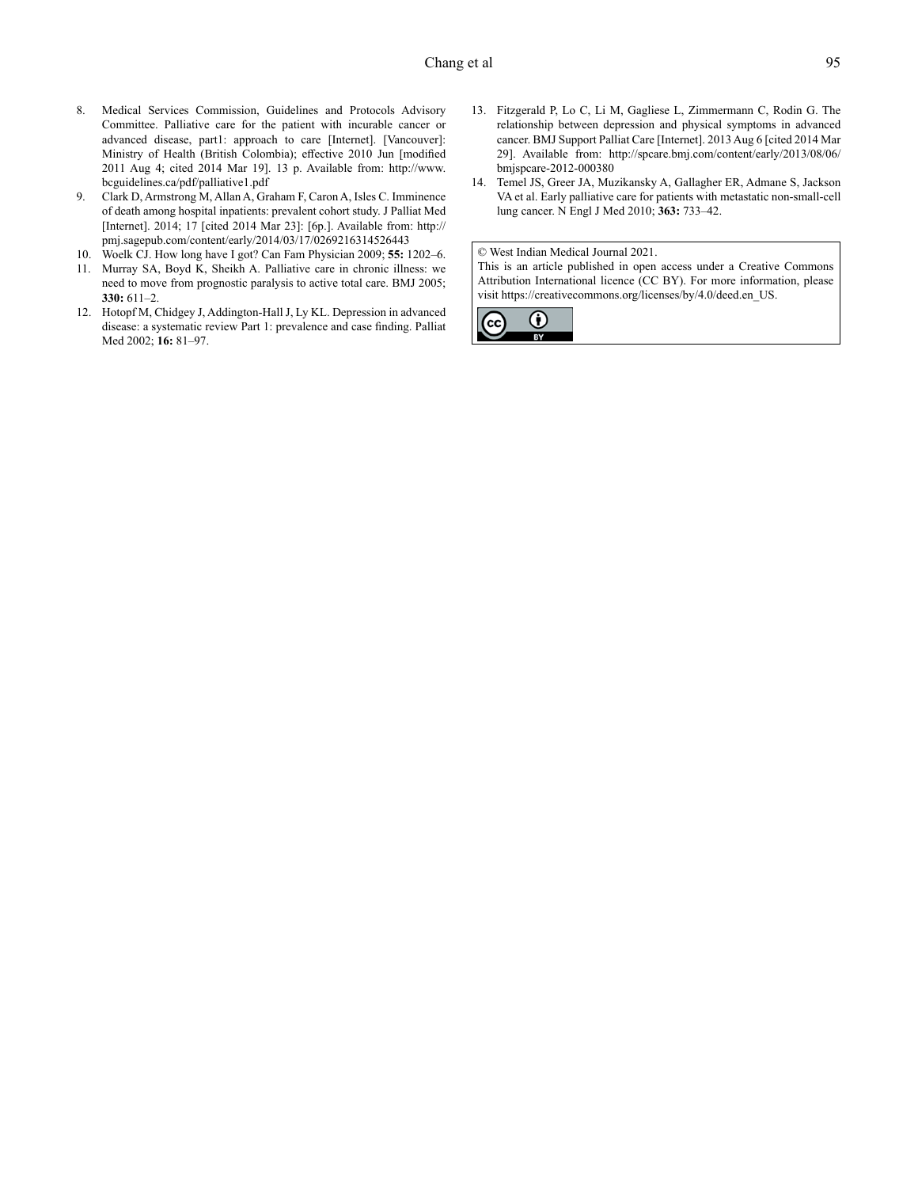8. Medical Services Commission, Guidelines and Protocols Advisory Committee. Palliative care for the patient with incurable cancer or advanced disease, part1: approach to care [Internet]. [Vancouver]: Ministry of Health (British Colombia); effective 2010 Jun [modified 2011 Aug 4; cited 2014 Mar 19]. 13 p. Available from: http://www.bcguidelines.ca/pdf/palliative1.pdf
9. Clark D, Armstrong M, Allan A, Graham F, Caron A, Isles C. Imminence of death among hospital inpatients: prevalent cohort study. J Palliat Med [Internet]. 2014; 17 [cited 2014 Mar 23]: [6p.]. Available from: http://pmj.sagepub.com/content/early/2014/03/17/0269216314526443
10. Woelk CJ. How long have I got? Can Fam Physician 2009; **55:** 1202–6.
11. Murray SA, Boyd K, Sheikh A. Palliative care in chronic illness: we need to move from prognostic paralysis to active total care. BMJ 2005; **330:** 611–2.
12. Hotopf M, Chidgey J, Addington-Hall J, Ly KL. Depression in advanced disease: a systematic review Part 1: prevalence and case finding. Palliat Med 2002; **16:** 81–97.
13. Fitzgerald P, Lo C, Li M, Gagliese L, Zimmermann C, Rodin G. The relationship between depression and physical symptoms in advanced cancer. BMJ Support Palliat Care [Internet]. 2013 Aug 6 [cited 2014 Mar 29]. Available from: http://spcare.bmj.com/content/early/2013/08/06/bmjspcare-2012-000380
14. Temel JS, Greer JA, Muzikansky A, Gallagher ER, Admane S, Jackson VA et al. Early palliative care for patients with metastatic non-small-cell lung cancer. N Engl J Med 2010; **363:** 733–42.

© West Indian Medical Journal 2021.
This is an article published in open access under a Creative Commons Attribution International licence (CC BY). For more information, please visit https://creativecommons.org/licenses/by/4.0/deed.en_US.